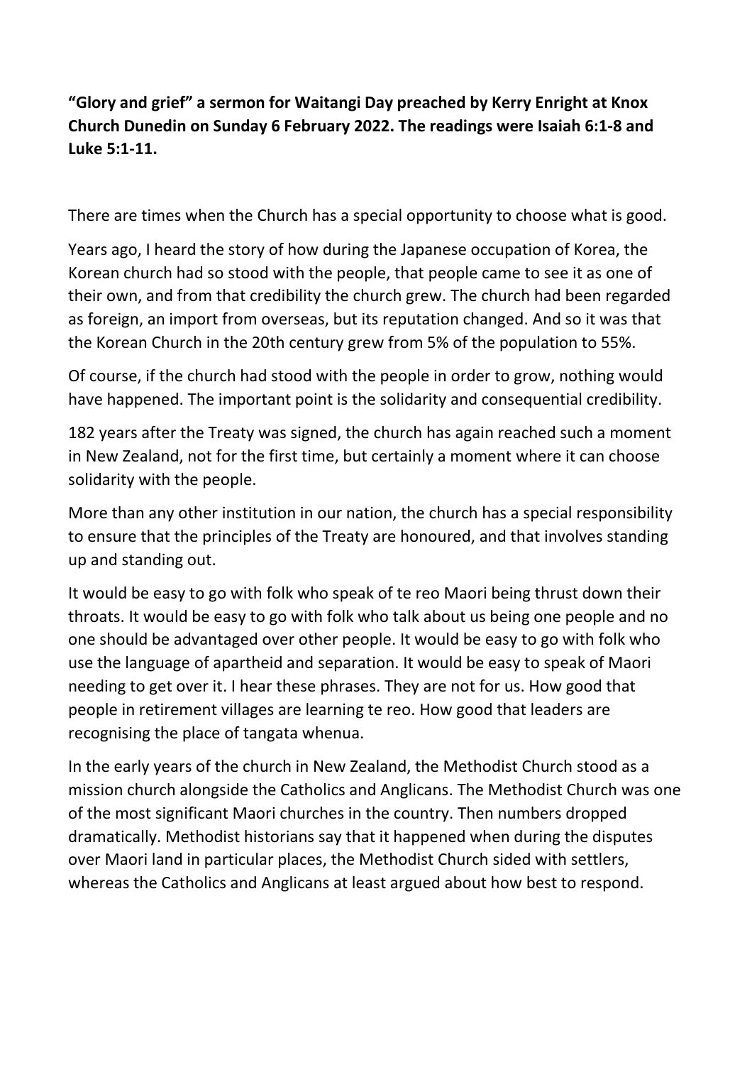**“Glory and grief” a sermon for Waitangi Day preached by Kerry Enright at Knox Church Dunedin on Sunday 6 February 2022. The readings were Isaiah 6:1-8 and Luke 5:1-11.**

There are times when the Church has a special opportunity to choose what is good.

Years ago, I heard the story of how during the Japanese occupation of Korea, the Korean church had so stood with the people, that people came to see it as one of their own, and from that credibility the church grew. The church had been regarded as foreign, an import from overseas, but its reputation changed. And so it was that the Korean Church in the 20th century grew from 5% of the population to 55%.

Of course, if the church had stood with the people in order to grow, nothing would have happened. The important point is the solidarity and consequential credibility.

182 years after the Treaty was signed, the church has again reached such a moment in New Zealand, not for the first time, but certainly a moment where it can choose solidarity with the people.

More than any other institution in our nation, the church has a special responsibility to ensure that the principles of the Treaty are honoured, and that involves standing up and standing out.

It would be easy to go with folk who speak of te reo Maori being thrust down their throats. It would be easy to go with folk who talk about us being one people and no one should be advantaged over other people. It would be easy to go with folk who use the language of apartheid and separation. It would be easy to speak of Maori needing to get over it. I hear these phrases. They are not for us. How good that people in retirement villages are learning te reo. How good that leaders are recognising the place of tangata whenua.

In the early years of the church in New Zealand, the Methodist Church stood as a mission church alongside the Catholics and Anglicans. The Methodist Church was one of the most significant Maori churches in the country. Then numbers dropped dramatically. Methodist historians say that it happened when during the disputes over Maori land in particular places, the Methodist Church sided with settlers, whereas the Catholics and Anglicans at least argued about how best to respond.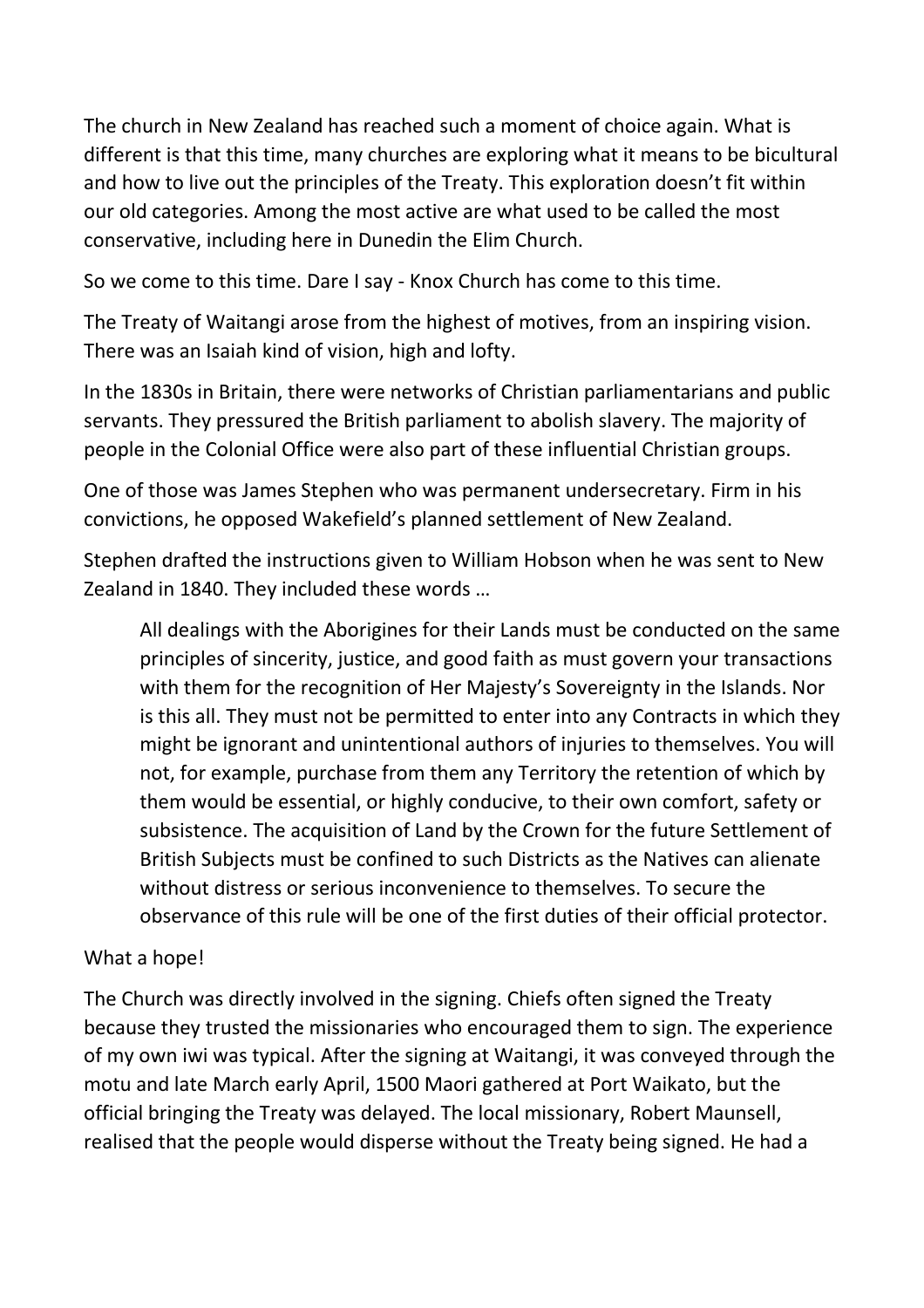The church in New Zealand has reached such a moment of choice again. What is different is that this time, many churches are exploring what it means to be bicultural and how to live out the principles of the Treaty. This exploration doesn't fit within our old categories. Among the most active are what used to be called the most conservative, including here in Dunedin the Elim Church.

So we come to this time. Dare I say - Knox Church has come to this time.

The Treaty of Waitangi arose from the highest of motives, from an inspiring vision. There was an Isaiah kind of vision, high and lofty.

In the 1830s in Britain, there were networks of Christian parliamentarians and public servants. They pressured the British parliament to abolish slavery. The majority of people in the Colonial Office were also part of these influential Christian groups.

One of those was James Stephen who was permanent undersecretary. Firm in his convictions, he opposed Wakefield's planned settlement of New Zealand.

Stephen drafted the instructions given to William Hobson when he was sent to New Zealand in 1840. They included these words …

> All dealings with the Aborigines for their Lands must be conducted on the same principles of sincerity, justice, and good faith as must govern your transactions with them for the recognition of Her Majesty's Sovereignty in the Islands. Nor is this all. They must not be permitted to enter into any Contracts in which they might be ignorant and unintentional authors of injuries to themselves. You will not, for example, purchase from them any Territory the retention of which by them would be essential, or highly conducive, to their own comfort, safety or subsistence. The acquisition of Land by the Crown for the future Settlement of British Subjects must be confined to such Districts as the Natives can alienate without distress or serious inconvenience to themselves. To secure the observance of this rule will be one of the first duties of their official protector.

What a hope!

The Church was directly involved in the signing. Chiefs often signed the Treaty because they trusted the missionaries who encouraged them to sign. The experience of my own iwi was typical. After the signing at Waitangi, it was conveyed through the motu and late March early April, 1500 Maori gathered at Port Waikato, but the official bringing the Treaty was delayed. The local missionary, Robert Maunsell, realised that the people would disperse without the Treaty being signed. He had a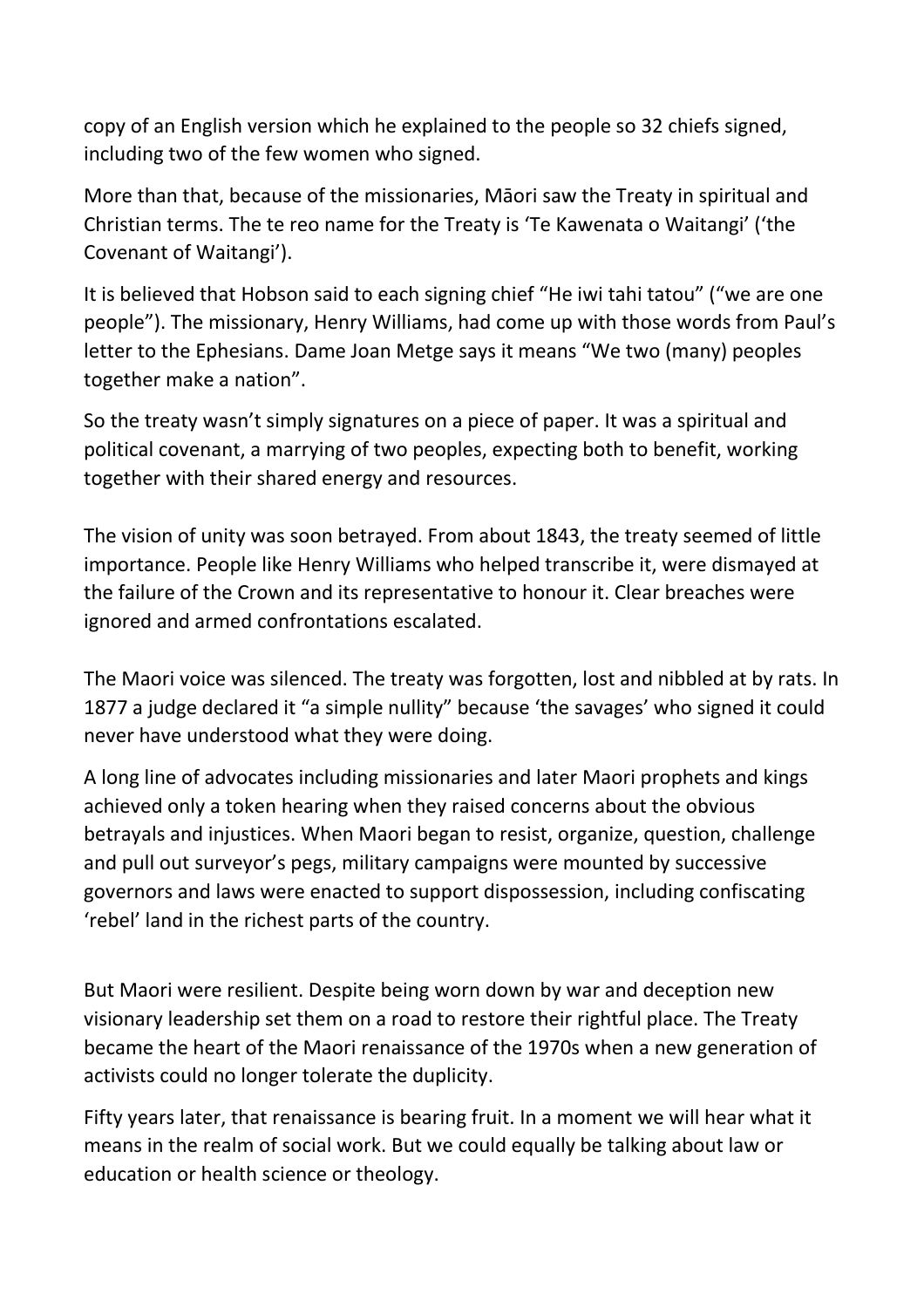copy of an English version which he explained to the people so 32 chiefs signed, including two of the few women who signed.

More than that, because of the missionaries, Māori saw the Treaty in spiritual and Christian terms. The te reo name for the Treaty is 'Te Kawenata o Waitangi' ('the Covenant of Waitangi').

It is believed that Hobson said to each signing chief "He iwi tahi tatou" ("we are one people"). The missionary, Henry Williams, had come up with those words from Paul's letter to the Ephesians. Dame Joan Metge says it means "We two (many) peoples together make a nation".

So the treaty wasn't simply signatures on a piece of paper. It was a spiritual and political covenant, a marrying of two peoples, expecting both to benefit, working together with their shared energy and resources.

The vision of unity was soon betrayed. From about 1843, the treaty seemed of little importance. People like Henry Williams who helped transcribe it, were dismayed at the failure of the Crown and its representative to honour it. Clear breaches were ignored and armed confrontations escalated.

The Maori voice was silenced. The treaty was forgotten, lost and nibbled at by rats. In 1877 a judge declared it "a simple nullity" because 'the savages' who signed it could never have understood what they were doing.

A long line of advocates including missionaries and later Maori prophets and kings achieved only a token hearing when they raised concerns about the obvious betrayals and injustices. When Maori began to resist, organize, question, challenge and pull out surveyor's pegs, military campaigns were mounted by successive governors and laws were enacted to support dispossession, including confiscating 'rebel' land in the richest parts of the country.

But Maori were resilient. Despite being worn down by war and deception new visionary leadership set them on a road to restore their rightful place. The Treaty became the heart of the Maori renaissance of the 1970s when a new generation of activists could no longer tolerate the duplicity.

Fifty years later, that renaissance is bearing fruit. In a moment we will hear what it means in the realm of social work. But we could equally be talking about law or education or health science or theology.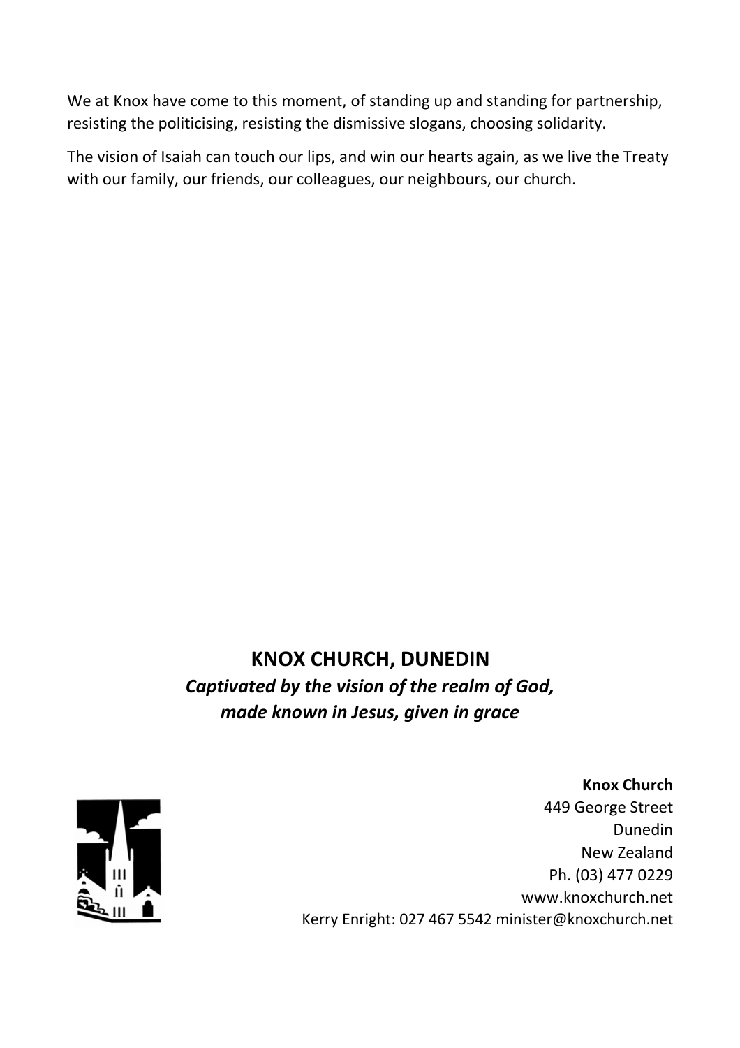We at Knox have come to this moment, of standing up and standing for partnership, resisting the politicising, resisting the dismissive slogans, choosing solidarity.

The vision of Isaiah can touch our lips, and win our hearts again, as we live the Treaty with our family, our friends, our colleagues, our neighbours, our church.

## KNOX CHURCH, DUNEDIN

***Captivated by the vision of the realm of God, made known in Jesus, given in grace***

**Knox Church**
449 George Street
Dunedin
New Zealand
Ph. (03) 477 0229
www.knoxchurch.net
Kerry Enright: 027 467 5542 minister@knoxchurch.net